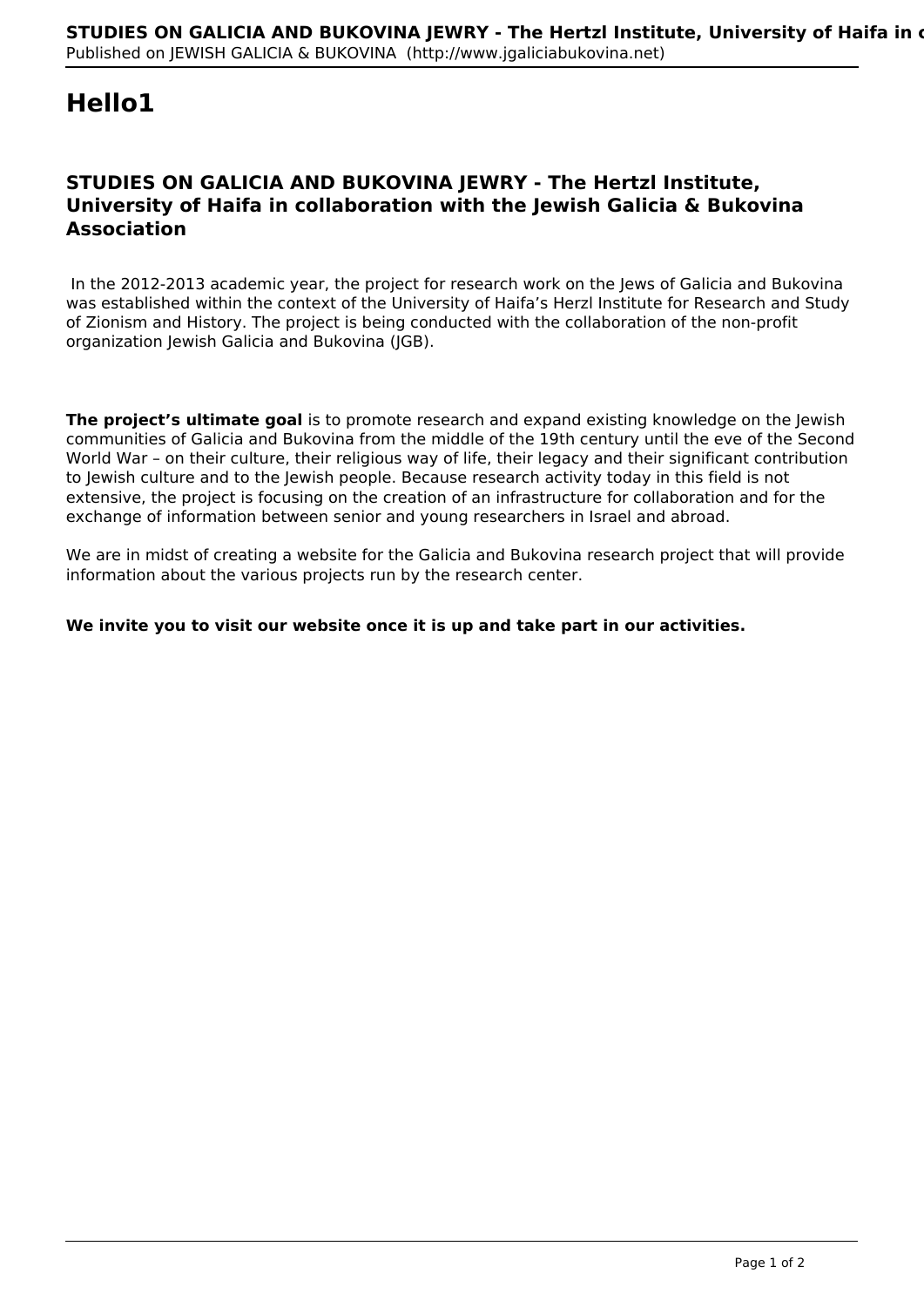# Hello1

## STUDIES ON GALICIA AND BUKOVINA JEWRY - The Hertzl Institute, University of Haifa in collaboration with the Jewish Galicia & Bukovina Association

In the 2012-2013 academic year, the project for research work on the Jews of Galicia and Bukovina was established within the context of the University of Haifa's Herzl Institute for Research and Study of Zionism and History. The project is being conducted with the collaboration of the non-profit organization Jewish Galicia and Bukovina (JGB).

**The project's ultimate goal** is to promote research and expand existing knowledge on the Jewish communities of Galicia and Bukovina from the middle of the 19th century until the eve of the Second World War – on their culture, their religious way of life, their legacy and their significant contribution to Jewish culture and to the Jewish people. Because research activity today in this field is not extensive, the project is focusing on the creation of an infrastructure for collaboration and for the exchange of information between senior and young researchers in Israel and abroad.

We are in midst of creating a website for the Galicia and Bukovina research project that will provide information about the various projects run by the research center.

**We invite you to visit our website once it is up and take part in our activities.**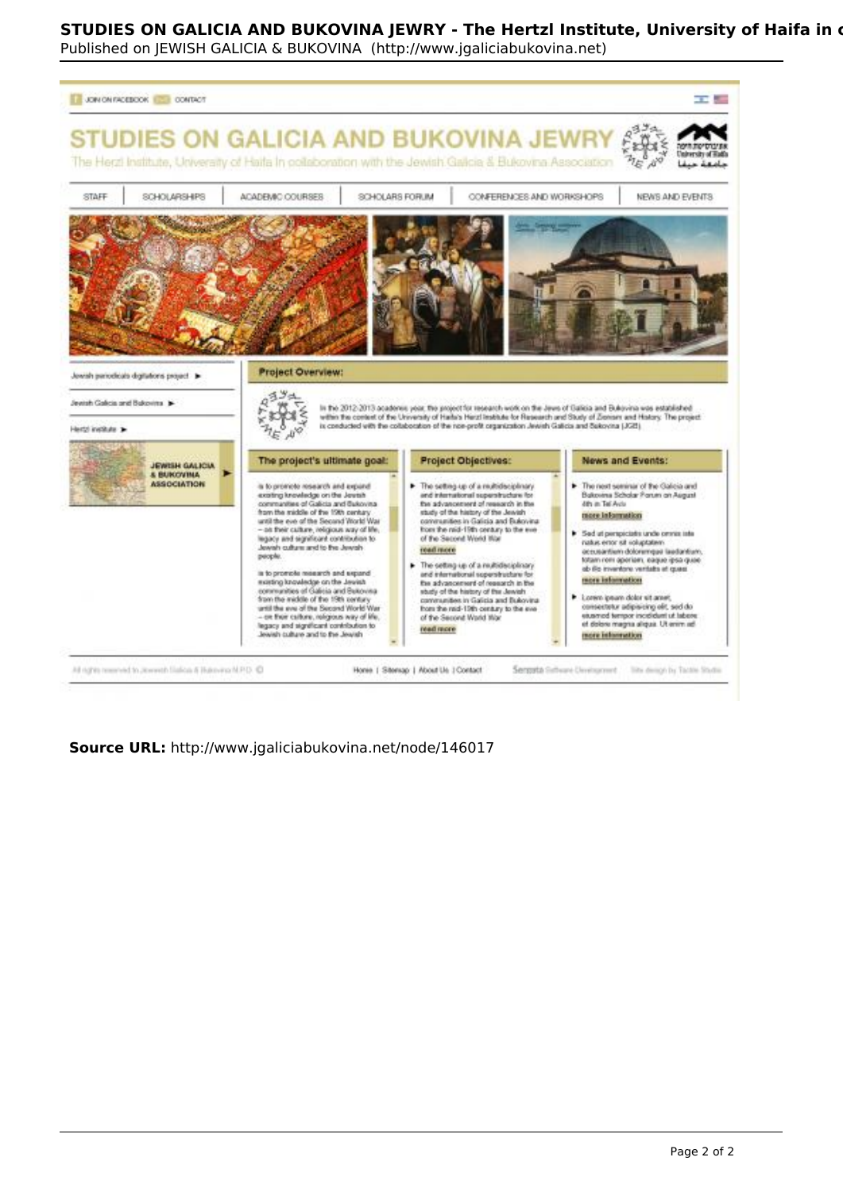JOIN ON FACEBOOK | CONTACT

# STUDIES ON GALICIA AND BUKOVINA JEWRY

The Herzl Institute, University of Haifa in collaboration with the Jewish Galicia & Bukovina Association

STAFF | SCHOLARSHIPS | ACADEMIC COURSES | SCHOLARS FORUM | CONFERENCES AND WORKSHOPS | NEWS AND EVENTS

- Jewish periodicals digitations project ►
- Jewish Galicia and Bukovina ►
- Herzl institute ►

JEWISH GALICIA & BUKOVINA ASSOCIATION

## Project Overview:

In the 2012-2013 academic year, the project for research work on the Jews of Galicia and Bukovina was established within the context of the University of Haifa's Herzl Institute for Research and Study of Zionism and History. The project is conducted with the collaboration of the non-profit organization Jewish Galicia and Bukovina (JGB).

## The project's ultimate goal:

is to promote research and expand existing knowledge on the Jewish communities of Galicia and Bukovina from the middle of the 19th century until the eve of the Second World War – on their culture, religious way of life, legacy and significant contribution to Jewish culture and to the Jewish people.

is to promote research and expand existing knowledge on the Jewish communities of Galicia and Bukovina from the middle of the 19th century until the eve of the Second World War – on their culture, religious way of life, legacy and significant contribution to Jewish culture and to the Jewish

## Project Objectives:

- The setting-up of a multidisciplinary and international superstructure for the advancement of research in the study of the history of the Jewish communities in Galicia and Bukovina from the mid-19th century to the eve of the Second World War

  read more

- The setting-up of a multidisciplinary and international superstructure for the advancement of research in the study of the history of the Jewish communities in Galicia and Bukovina from the mid-19th century to the eve of the Second World War

  read more

## News and Events:

- The next seminar of the Galicia and Bukovina Scholar Forum on August 4th in Tel Aviv

  more information

- Sed ut perspiciatis unde omnis iste natus error sit voluptatem accusantium doloremque laudantium, totam rem aperiam, eaque ipsa quae ab illo inventore veritatis et quasi

  more information

- Lorem ipsum dolor sit amet, consectetur adipisicing elit, sed do eiusmod tempor incididunt ut labore et dolore magna aliqua. Ut enim ad

  more information

All rights reserved to Jewish Galicia & Bukovina N.P.O. © | Home | Sitemap | About Us | Contact | Sensata Software Development | Site design by Tactic Studio

**Source URL:** http://www.jgaliciabukovina.net/node/146017